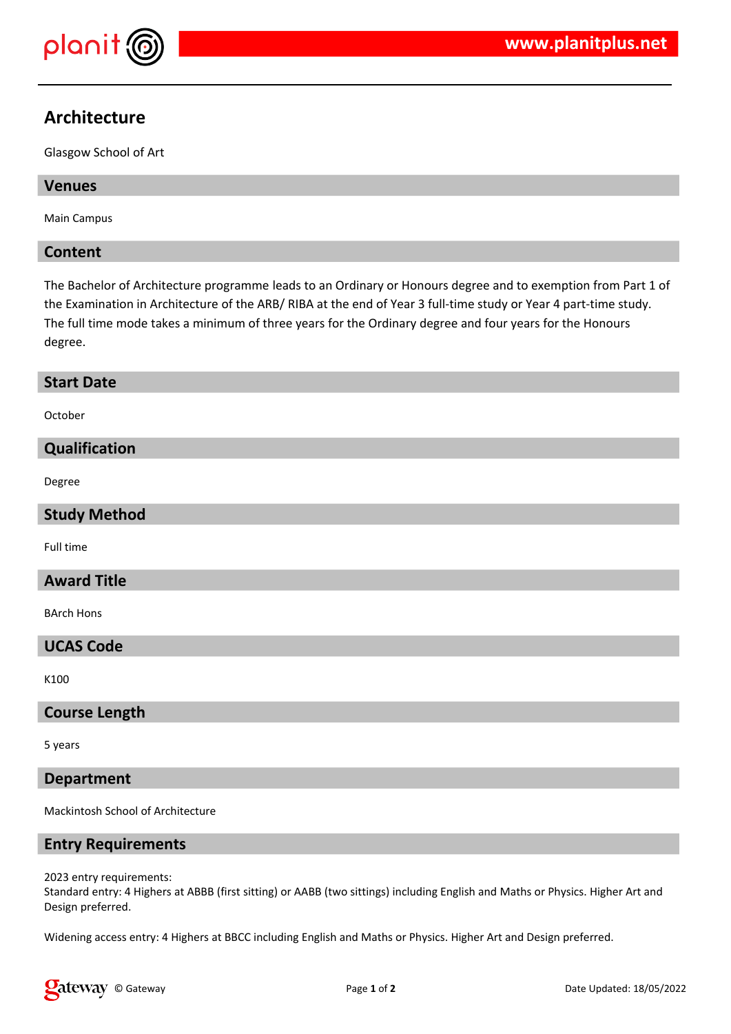# Architecture

Glasgow School of Art

## Venues

Main Campus

## Content

The Bachelor of Architecture programme leads to an Ordinary or Honours degree and to exemption from Part 1 of the Examination in Architecture of the ARB/ RIBA at the end of Year 3 full-time study or Year 4 part-time study. The full time mode takes a minimum of three years for the Ordinary degree and four years for the Honours degree.

## Start Date

October

## Qualification

Degree

## Study Method

Full time

## Award Title

BArch Hons

## UCAS Code

K100

## Course Length

5 years

## Department

Mackintosh School of Architecture

## Entry Requirements

2023 entry requirements:
Standard entry: 4 Highers at ABBB (first sitting) or AABB (two sittings) including English and Maths or Physics. Higher Art and Design preferred.

Widening access entry: 4 Highers at BBCC including English and Maths or Physics. Higher Art and Design preferred.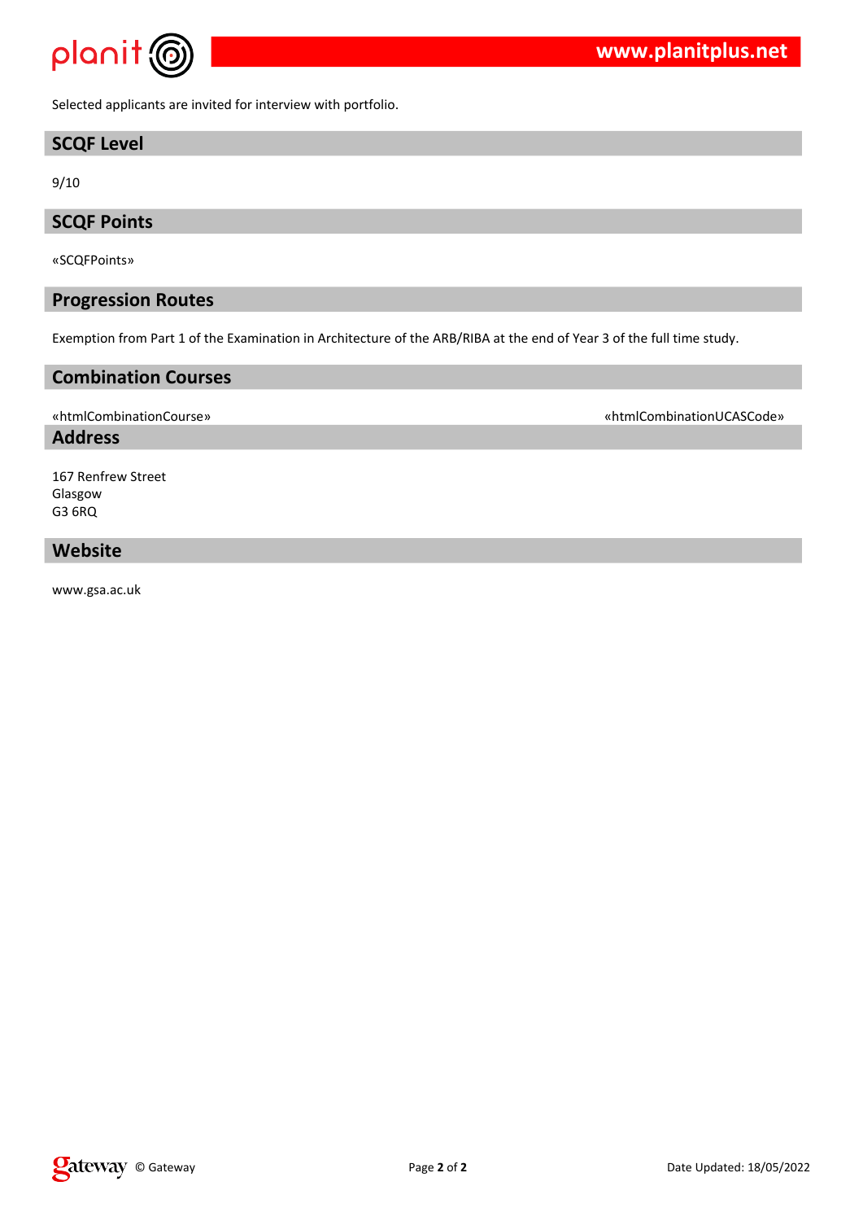Selected applicants are invited for interview with portfolio.

## SCQF Level

9/10

## SCQF Points

«SCQFPoints»

## Progression Routes

Exemption from Part 1 of the Examination in Architecture of the ARB/RIBA at the end of Year 3 of the full time study.

## Combination Courses

«htmlCombinationCourse» «htmlCombinationUCASCode»

## Address

167 Renfrew Street
Glasgow
G3 6RQ

## Website

www.gsa.ac.uk